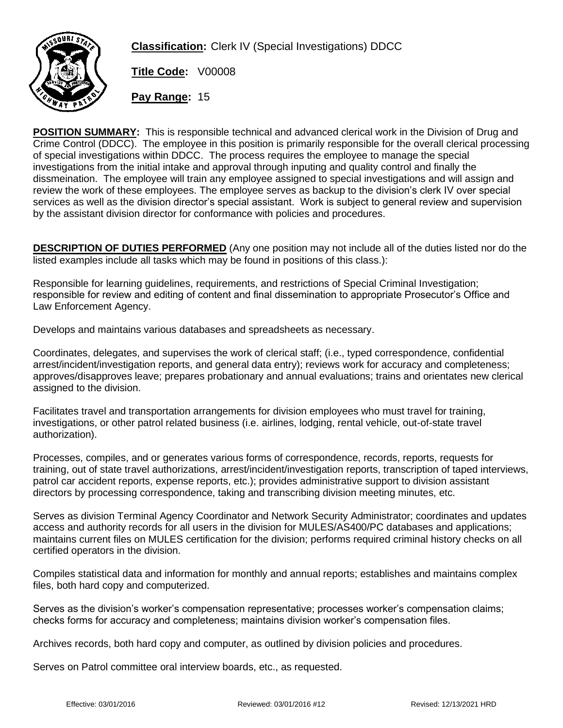**Classification:** Clerk IV (Special Investigations) DDCC

**Title Code:** V00008

**Pay Range:** 15

**POSITION SUMMARY:** This is responsible technical and advanced clerical work in the Division of Drug and Crime Control (DDCC). The employee in this position is primarily responsible for the overall clerical processing of special investigations within DDCC. The process requires the employee to manage the special investigations from the initial intake and approval through inputing and quality control and finally the dissmeination. The employee will train any employee assigned to special investigations and will assign and review the work of these employees. The employee serves as backup to the division's clerk IV over special services as well as the division director's special assistant. Work is subject to general review and supervision by the assistant division director for conformance with policies and procedures.

**DESCRIPTION OF DUTIES PERFORMED** (Any one position may not include all of the duties listed nor do the listed examples include all tasks which may be found in positions of this class.):

Responsible for learning guidelines, requirements, and restrictions of Special Criminal Investigation; responsible for review and editing of content and final dissemination to appropriate Prosecutor's Office and Law Enforcement Agency.

Develops and maintains various databases and spreadsheets as necessary.

Coordinates, delegates, and supervises the work of clerical staff; (i.e., typed correspondence, confidential arrest/incident/investigation reports, and general data entry); reviews work for accuracy and completeness; approves/disapproves leave; prepares probationary and annual evaluations; trains and orientates new clerical assigned to the division.

Facilitates travel and transportation arrangements for division employees who must travel for training, investigations, or other patrol related business (i.e. airlines, lodging, rental vehicle, out-of-state travel authorization).

Processes, compiles, and or generates various forms of correspondence, records, reports, requests for training, out of state travel authorizations, arrest/incident/investigation reports, transcription of taped interviews, patrol car accident reports, expense reports, etc.); provides administrative support to division assistant directors by processing correspondence, taking and transcribing division meeting minutes, etc.

Serves as division Terminal Agency Coordinator and Network Security Administrator; coordinates and updates access and authority records for all users in the division for MULES/AS400/PC databases and applications; maintains current files on MULES certification for the division; performs required criminal history checks on all certified operators in the division.

Compiles statistical data and information for monthly and annual reports; establishes and maintains complex files, both hard copy and computerized.

Serves as the division's worker's compensation representative; processes worker's compensation claims; checks forms for accuracy and completeness; maintains division worker's compensation files.

Archives records, both hard copy and computer, as outlined by division policies and procedures.

Serves on Patrol committee oral interview boards, etc., as requested.

Effective: 03/01/2016 Reviewed: 03/01/2016 #12 Revised: 12/13/2021 HRD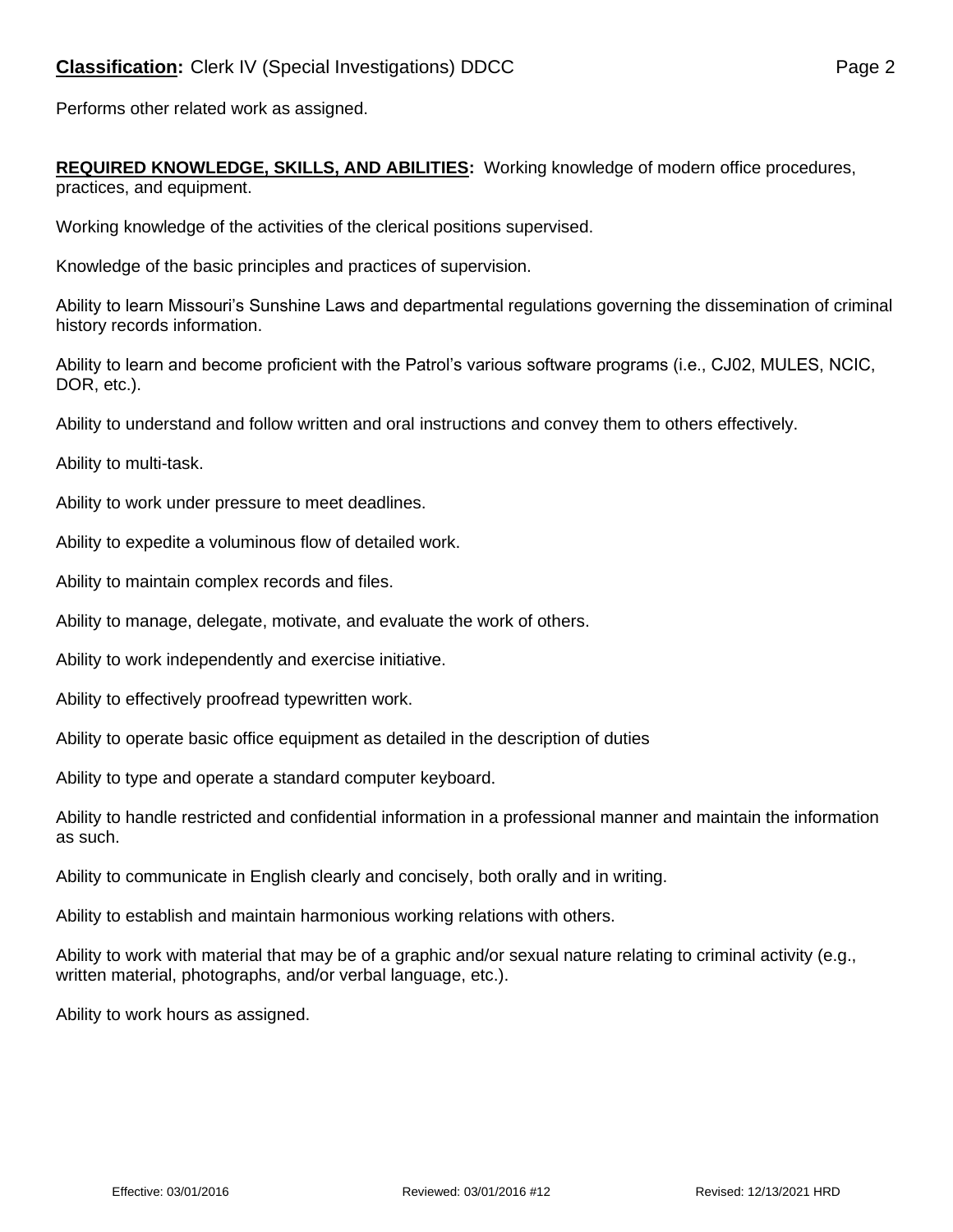Performs other related work as assigned.

**REQUIRED KNOWLEDGE, SKILLS, AND ABILITIES:** Working knowledge of modern office procedures, practices, and equipment.

Working knowledge of the activities of the clerical positions supervised.

Knowledge of the basic principles and practices of supervision.

Ability to learn Missouri's Sunshine Laws and departmental regulations governing the dissemination of criminal history records information.

Ability to learn and become proficient with the Patrol's various software programs (i.e., CJ02, MULES, NCIC, DOR, etc.).

Ability to understand and follow written and oral instructions and convey them to others effectively.

Ability to multi-task.

Ability to work under pressure to meet deadlines.

Ability to expedite a voluminous flow of detailed work.

Ability to maintain complex records and files.

Ability to manage, delegate, motivate, and evaluate the work of others.

Ability to work independently and exercise initiative.

Ability to effectively proofread typewritten work.

Ability to operate basic office equipment as detailed in the description of duties

Ability to type and operate a standard computer keyboard.

Ability to handle restricted and confidential information in a professional manner and maintain the information as such.

Ability to communicate in English clearly and concisely, both orally and in writing.

Ability to establish and maintain harmonious working relations with others.

Ability to work with material that may be of a graphic and/or sexual nature relating to criminal activity (e.g., written material, photographs, and/or verbal language, etc.).

Ability to work hours as assigned.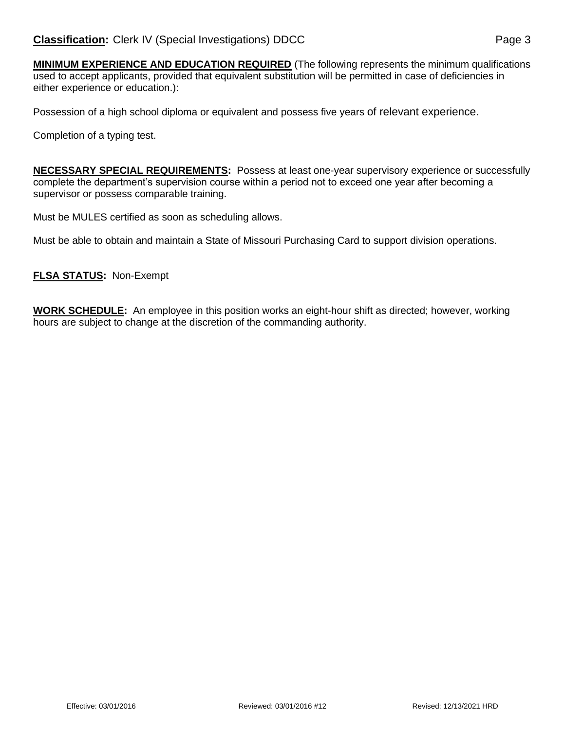**MINIMUM EXPERIENCE AND EDUCATION REQUIRED** (The following represents the minimum qualifications used to accept applicants, provided that equivalent substitution will be permitted in case of deficiencies in either experience or education.):

Possession of a high school diploma or equivalent and possess five years of relevant experience.

Completion of a typing test.

**NECESSARY SPECIAL REQUIREMENTS:** Possess at least one-year supervisory experience or successfully complete the department's supervision course within a period not to exceed one year after becoming a supervisor or possess comparable training.

Must be MULES certified as soon as scheduling allows.

Must be able to obtain and maintain a State of Missouri Purchasing Card to support division operations.

**FLSA STATUS:** Non-Exempt

**WORK SCHEDULE:** An employee in this position works an eight-hour shift as directed; however, working hours are subject to change at the discretion of the commanding authority.